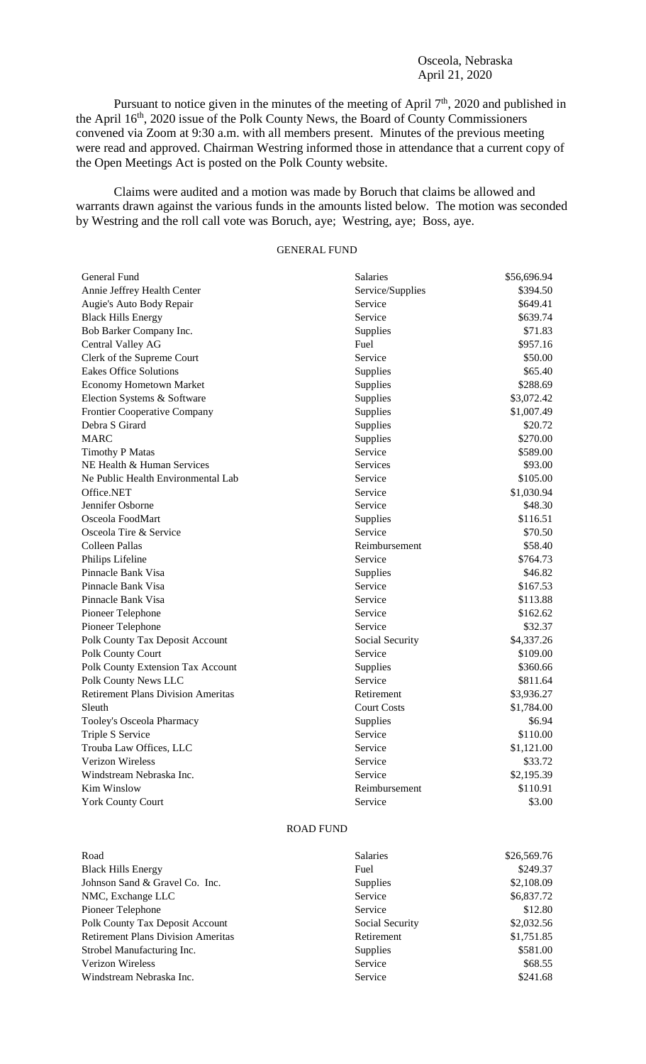Osceola, Nebraska
April 21, 2020

Pursuant to notice given in the minutes of the meeting of April 7th, 2020 and published in the April 16th, 2020 issue of the Polk County News, the Board of County Commissioners convened via Zoom at 9:30 a.m. with all members present. Minutes of the previous meeting were read and approved. Chairman Westring informed those in attendance that a current copy of the Open Meetings Act is posted on the Polk County website.

Claims were audited and a motion was made by Boruch that claims be allowed and warrants drawn against the various funds in the amounts listed below. The motion was seconded by Westring and the roll call vote was Boruch, aye; Westring, aye; Boss, aye.

GENERAL FUND

| | | |
|---|---|---|
| General Fund | Salaries | $56,696.94 |
| Annie Jeffrey Health Center | Service/Supplies | $394.50 |
| Augie's Auto Body Repair | Service | $649.41 |
| Black Hills Energy | Service | $639.74 |
| Bob Barker Company Inc. | Supplies | $71.83 |
| Central Valley AG | Fuel | $957.16 |
| Clerk of the Supreme Court | Service | $50.00 |
| Eakes Office Solutions | Supplies | $65.40 |
| Economy Hometown Market | Supplies | $288.69 |
| Election Systems & Software | Supplies | $3,072.42 |
| Frontier Cooperative Company | Supplies | $1,007.49 |
| Debra S Girard | Supplies | $20.72 |
| MARC | Supplies | $270.00 |
| Timothy P Matas | Service | $589.00 |
| NE Health & Human Services | Services | $93.00 |
| Ne Public Health Environmental Lab | Service | $105.00 |
| Office.NET | Service | $1,030.94 |
| Jennifer Osborne | Service | $48.30 |
| Osceola FoodMart | Supplies | $116.51 |
| Osceola Tire & Service | Service | $70.50 |
| Colleen Pallas | Reimbursement | $58.40 |
| Philips Lifeline | Service | $764.73 |
| Pinnacle Bank Visa | Supplies | $46.82 |
| Pinnacle Bank Visa | Service | $167.53 |
| Pinnacle Bank Visa | Service | $113.88 |
| Pioneer Telephone | Service | $162.62 |
| Pioneer Telephone | Service | $32.37 |
| Polk County Tax Deposit Account | Social Security | $4,337.26 |
| Polk County Court | Service | $109.00 |
| Polk County Extension Tax Account | Supplies | $360.66 |
| Polk County News LLC | Service | $811.64 |
| Retirement Plans Division Ameritas | Retirement | $3,936.27 |
| Sleuth | Court Costs | $1,784.00 |
| Tooley's Osceola Pharmacy | Supplies | $6.94 |
| Triple S Service | Service | $110.00 |
| Trouba Law Offices, LLC | Service | $1,121.00 |
| Verizon Wireless | Service | $33.72 |
| Windstream Nebraska Inc. | Service | $2,195.39 |
| Kim Winslow | Reimbursement | $110.91 |
| York County Court | Service | $3.00 |

ROAD FUND

| | | |
|---|---|---|
| Road | Salaries | $26,569.76 |
| Black Hills Energy | Fuel | $249.37 |
| Johnson Sand & Gravel Co. Inc. | Supplies | $2,108.09 |
| NMC, Exchange LLC | Service | $6,837.72 |
| Pioneer Telephone | Service | $12.80 |
| Polk County Tax Deposit Account | Social Security | $2,032.56 |
| Retirement Plans Division Ameritas | Retirement | $1,751.85 |
| Strobel Manufacturing Inc. | Supplies | $581.00 |
| Verizon Wireless | Service | $68.55 |
| Windstream Nebraska Inc. | Service | $241.68 |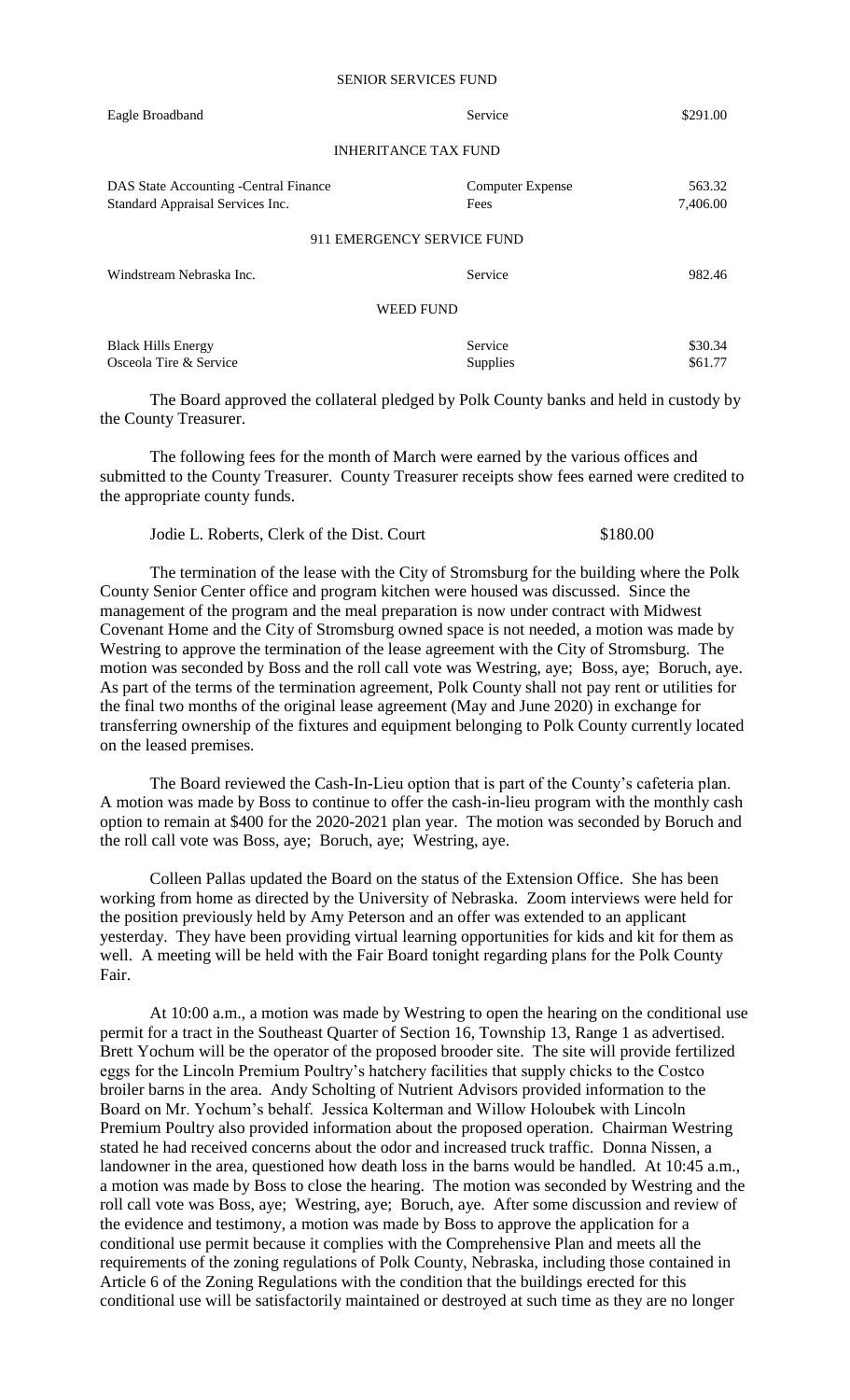SENIOR SERVICES FUND

| | | |
|---|---|---|
| Eagle Broadband | Service | $291.00 |

INHERITANCE TAX FUND

| | | |
|---|---|---|
| DAS State Accounting -Central Finance | Computer Expense | 563.32 |
| Standard Appraisal Services Inc. | Fees | 7,406.00 |

911 EMERGENCY SERVICE FUND

| | | |
|---|---|---|
| Windstream Nebraska Inc. | Service | 982.46 |

WEED FUND

| | | |
|---|---|---|
| Black Hills Energy | Service | $30.34 |
| Osceola Tire & Service | Supplies | $61.77 |

The Board approved the collateral pledged by Polk County banks and held in custody by the County Treasurer.

The following fees for the month of March were earned by the various offices and submitted to the County Treasurer. County Treasurer receipts show fees earned were credited to the appropriate county funds.

Jodie L. Roberts, Clerk of the Dist. Court $180.00

The termination of the lease with the City of Stromsburg for the building where the Polk County Senior Center office and program kitchen were housed was discussed. Since the management of the program and the meal preparation is now under contract with Midwest Covenant Home and the City of Stromsburg owned space is not needed, a motion was made by Westring to approve the termination of the lease agreement with the City of Stromsburg. The motion was seconded by Boss and the roll call vote was Westring, aye; Boss, aye; Boruch, aye. As part of the terms of the termination agreement, Polk County shall not pay rent or utilities for the final two months of the original lease agreement (May and June 2020) in exchange for transferring ownership of the fixtures and equipment belonging to Polk County currently located on the leased premises.

The Board reviewed the Cash-In-Lieu option that is part of the County's cafeteria plan. A motion was made by Boss to continue to offer the cash-in-lieu program with the monthly cash option to remain at $400 for the 2020-2021 plan year. The motion was seconded by Boruch and the roll call vote was Boss, aye; Boruch, aye; Westring, aye.

Colleen Pallas updated the Board on the status of the Extension Office. She has been working from home as directed by the University of Nebraska. Zoom interviews were held for the position previously held by Amy Peterson and an offer was extended to an applicant yesterday. They have been providing virtual learning opportunities for kids and kit for them as well. A meeting will be held with the Fair Board tonight regarding plans for the Polk County Fair.

At 10:00 a.m., a motion was made by Westring to open the hearing on the conditional use permit for a tract in the Southeast Quarter of Section 16, Township 13, Range 1 as advertised. Brett Yochum will be the operator of the proposed brooder site. The site will provide fertilized eggs for the Lincoln Premium Poultry's hatchery facilities that supply chicks to the Costco broiler barns in the area. Andy Scholting of Nutrient Advisors provided information to the Board on Mr. Yochum's behalf. Jessica Kolterman and Willow Holoubek with Lincoln Premium Poultry also provided information about the proposed operation. Chairman Westring stated he had received concerns about the odor and increased truck traffic. Donna Nissen, a landowner in the area, questioned how death loss in the barns would be handled. At 10:45 a.m., a motion was made by Boss to close the hearing. The motion was seconded by Westring and the roll call vote was Boss, aye; Westring, aye; Boruch, aye. After some discussion and review of the evidence and testimony, a motion was made by Boss to approve the application for a conditional use permit because it complies with the Comprehensive Plan and meets all the requirements of the zoning regulations of Polk County, Nebraska, including those contained in Article 6 of the Zoning Regulations with the condition that the buildings erected for this conditional use will be satisfactorily maintained or destroyed at such time as they are no longer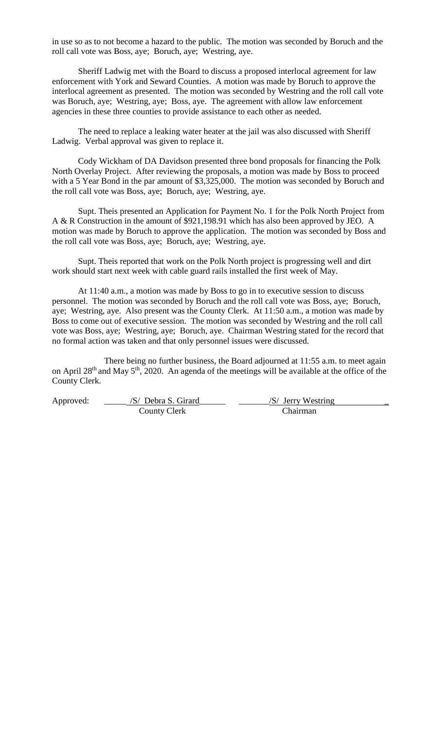in use so as to not become a hazard to the public. The motion was seconded by Boruch and the roll call vote was Boss, aye; Boruch, aye; Westring, aye.

Sheriff Ladwig met with the Board to discuss a proposed interlocal agreement for law enforcement with York and Seward Counties. A motion was made by Boruch to approve the interlocal agreement as presented. The motion was seconded by Westring and the roll call vote was Boruch, aye; Westring, aye; Boss, aye. The agreement with allow law enforcement agencies in these three counties to provide assistance to each other as needed.

The need to replace a leaking water heater at the jail was also discussed with Sheriff Ladwig. Verbal approval was given to replace it.

Cody Wickham of DA Davidson presented three bond proposals for financing the Polk North Overlay Project. After reviewing the proposals, a motion was made by Boss to proceed with a 5 Year Bond in the par amount of $3,325,000. The motion was seconded by Boruch and the roll call vote was Boss, aye; Boruch, aye; Westring, aye.

Supt. Theis presented an Application for Payment No. 1 for the Polk North Project from A & R Construction in the amount of $921,198.91 which has also been approved by JEO. A motion was made by Boruch to approve the application. The motion was seconded by Boss and the roll call vote was Boss, aye; Boruch, aye; Westring, aye.

Supt. Theis reported that work on the Polk North project is progressing well and dirt work should start next week with cable guard rails installed the first week of May.

At 11:40 a.m., a motion was made by Boss to go in to executive session to discuss personnel. The motion was seconded by Boruch and the roll call vote was Boss, aye; Boruch, aye; Westring, aye. Also present was the County Clerk. At 11:50 a.m., a motion was made by Boss to come out of executive session. The motion was seconded by Westring and the roll call vote was Boss, aye; Westring, aye; Boruch, aye. Chairman Westring stated for the record that no formal action was taken and that only personnel issues were discussed.

There being no further business, the Board adjourned at 11:55 a.m. to meet again on April 28th and May 5th, 2020. An agenda of the meetings will be available at the office of the County Clerk.

Approved: /S/ Debra S. Girard — County Clerk

/S/ Jerry Westring — Chairman